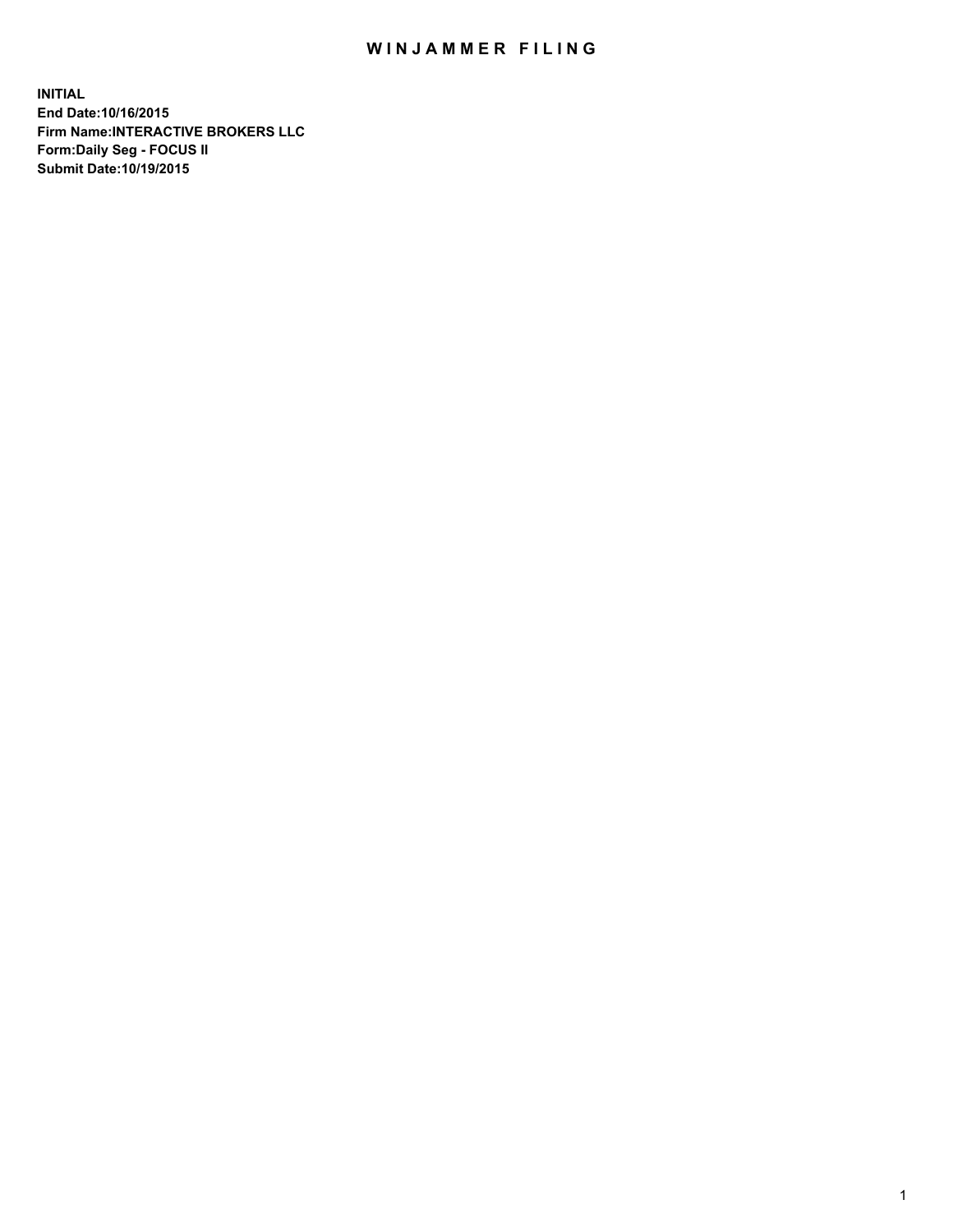# WINJAMMER FILING

**INITIAL**
**End Date:10/16/2015**
**Firm Name:INTERACTIVE BROKERS LLC**
**Form:Daily Seg - FOCUS II**
**Submit Date:10/19/2015**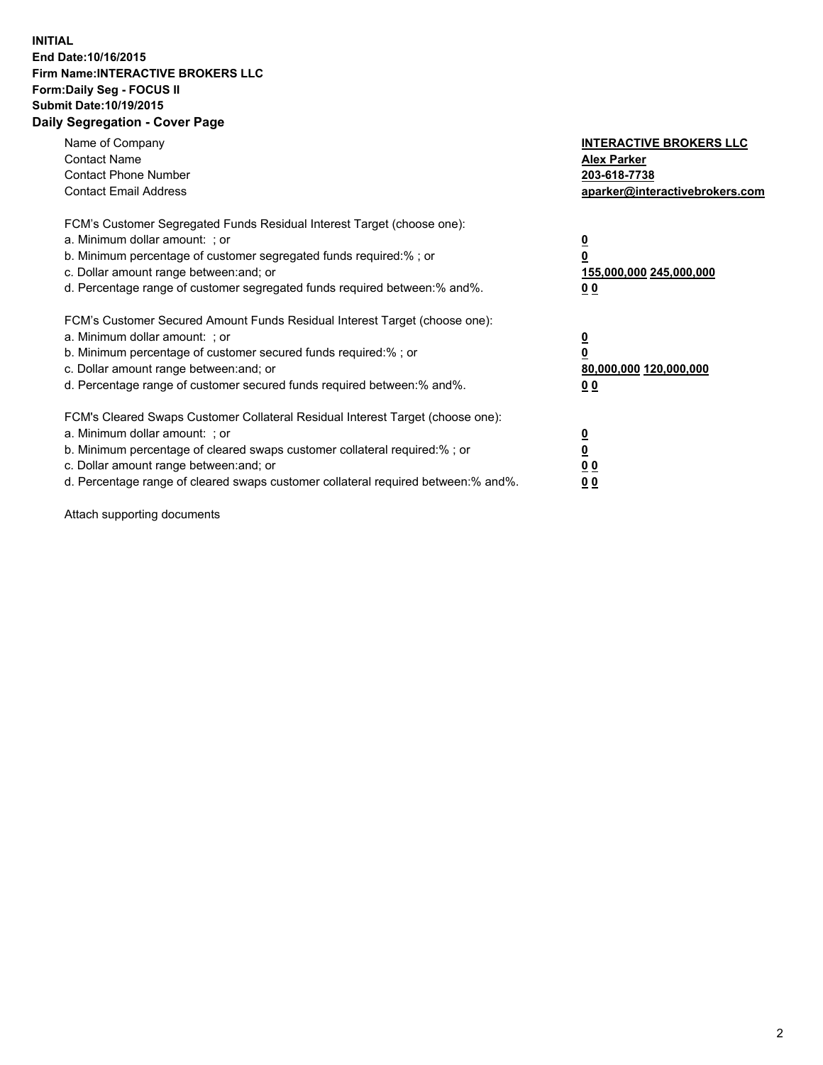**INITIAL**
**End Date:10/16/2015**
**Firm Name:INTERACTIVE BROKERS LLC**
**Form:Daily Seg - FOCUS II**
**Submit Date:10/19/2015**

## Daily Segregation - Cover Page

| | |
|---|---|
| Name of Company | **INTERACTIVE BROKERS LLC** |
| Contact Name | **Alex Parker** |
| Contact Phone Number | **203-618-7738** |
| Contact Email Address | **aparker@interactivebrokers.com** |

FCM's Customer Segregated Funds Residual Interest Target (choose one):

| | |
|---|---|
| a. Minimum dollar amount: ; or | **0** |
| b. Minimum percentage of customer segregated funds required:% ; or | **0** |
| c. Dollar amount range between:and; or | **155,000,000 245,000,000** |
| d. Percentage range of customer segregated funds required between:% and%. | **0 0** |

FCM's Customer Secured Amount Funds Residual Interest Target (choose one):

| | |
|---|---|
| a. Minimum dollar amount: ; or | **0** |
| b. Minimum percentage of customer secured funds required:% ; or | **0** |
| c. Dollar amount range between:and; or | **80,000,000 120,000,000** |
| d. Percentage range of customer secured funds required between:% and%. | **0 0** |

FCM's Cleared Swaps Customer Collateral Residual Interest Target (choose one):

| | |
|---|---|
| a. Minimum dollar amount: ; or | **0** |
| b. Minimum percentage of cleared swaps customer collateral required:% ; or | **0** |
| c. Dollar amount range between:and; or | **0 0** |
| d. Percentage range of cleared swaps customer collateral required between:% and%. | **0 0** |

Attach supporting documents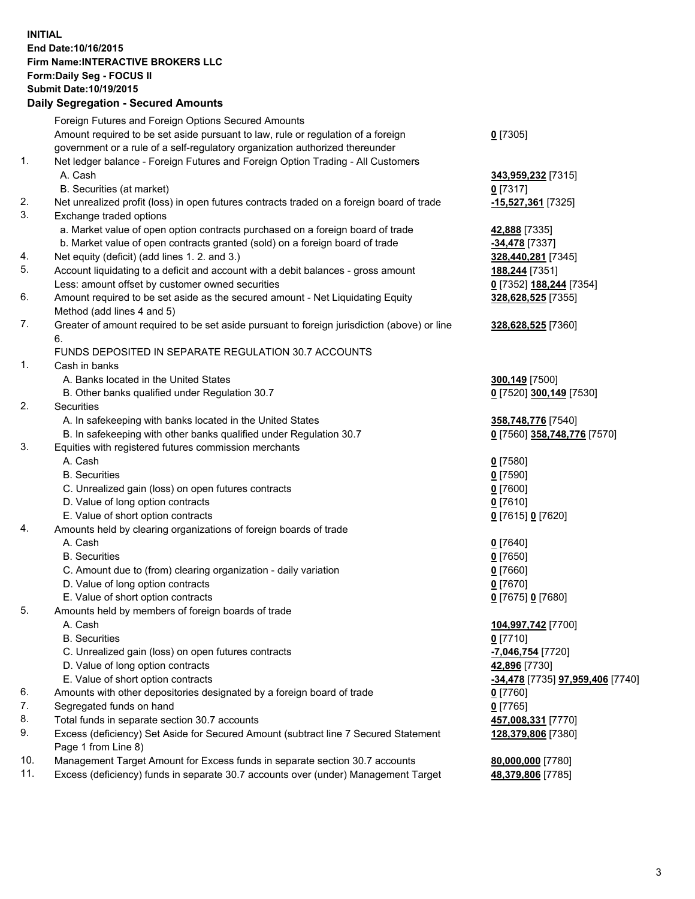**INITIAL**
**End Date:10/16/2015**
**Firm Name:INTERACTIVE BROKERS LLC**
**Form:Daily Seg - FOCUS II**
**Submit Date:10/19/2015**

## Daily Segregation - Secured Amounts

| | | |
|---|---|---|
| | Foreign Futures and Foreign Options Secured Amounts | |
| | Amount required to be set aside pursuant to law, rule or regulation of a foreign government or a rule of a self-regulatory organization authorized thereunder | **0** [7305] |
| 1. | Net ledger balance - Foreign Futures and Foreign Option Trading - All Customers | |
| | A. Cash | **343,959,232** [7315] |
| | B. Securities (at market) | **0** [7317] |
| 2. | Net unrealized profit (loss) in open futures contracts traded on a foreign board of trade | **-15,527,361** [7325] |
| 3. | Exchange traded options | |
| | a. Market value of open option contracts purchased on a foreign board of trade | **42,888** [7335] |
| | b. Market value of open contracts granted (sold) on a foreign board of trade | **-34,478** [7337] |
| 4. | Net equity (deficit) (add lines 1. 2. and 3.) | **328,440,281** [7345] |
| 5. | Account liquidating to a deficit and account with a debit balances - gross amount | **188,244** [7351] |
| | Less: amount offset by customer owned securities | **0** [7352] **188,244** [7354] |
| 6. | Amount required to be set aside as the secured amount - Net Liquidating Equity Method (add lines 4 and 5) | **328,628,525** [7355] |
| 7. | Greater of amount required to be set aside pursuant to foreign jurisdiction (above) or line 6. | **328,628,525** [7360] |
| | FUNDS DEPOSITED IN SEPARATE REGULATION 30.7 ACCOUNTS | |
| 1. | Cash in banks | |
| | A. Banks located in the United States | **300,149** [7500] |
| | B. Other banks qualified under Regulation 30.7 | **0** [7520] **300,149** [7530] |
| 2. | Securities | |
| | A. In safekeeping with banks located in the United States | **358,748,776** [7540] |
| | B. In safekeeping with other banks qualified under Regulation 30.7 | **0** [7560] **358,748,776** [7570] |
| 3. | Equities with registered futures commission merchants | |
| | A. Cash | **0** [7580] |
| | B. Securities | **0** [7590] |
| | C. Unrealized gain (loss) on open futures contracts | **0** [7600] |
| | D. Value of long option contracts | **0** [7610] |
| | E. Value of short option contracts | **0** [7615] **0** [7620] |
| 4. | Amounts held by clearing organizations of foreign boards of trade | |
| | A. Cash | **0** [7640] |
| | B. Securities | **0** [7650] |
| | C. Amount due to (from) clearing organization - daily variation | **0** [7660] |
| | D. Value of long option contracts | **0** [7670] |
| | E. Value of short option contracts | **0** [7675] **0** [7680] |
| 5. | Amounts held by members of foreign boards of trade | |
| | A. Cash | **104,997,742** [7700] |
| | B. Securities | **0** [7710] |
| | C. Unrealized gain (loss) on open futures contracts | **-7,046,754** [7720] |
| | D. Value of long option contracts | **42,896** [7730] |
| | E. Value of short option contracts | **-34,478** [7735] **97,959,406** [7740] |
| 6. | Amounts with other depositories designated by a foreign board of trade | **0** [7760] |
| 7. | Segregated funds on hand | **0** [7765] |
| 8. | Total funds in separate section 30.7 accounts | **457,008,331** [7770] |
| 9. | Excess (deficiency) Set Aside for Secured Amount (subtract line 7 Secured Statement Page 1 from Line 8) | **128,379,806** [7380] |
| 10. | Management Target Amount for Excess funds in separate section 30.7 accounts | **80,000,000** [7780] |
| 11. | Excess (deficiency) funds in separate 30.7 accounts over (under) Management Target | **48,379,806** [7785] |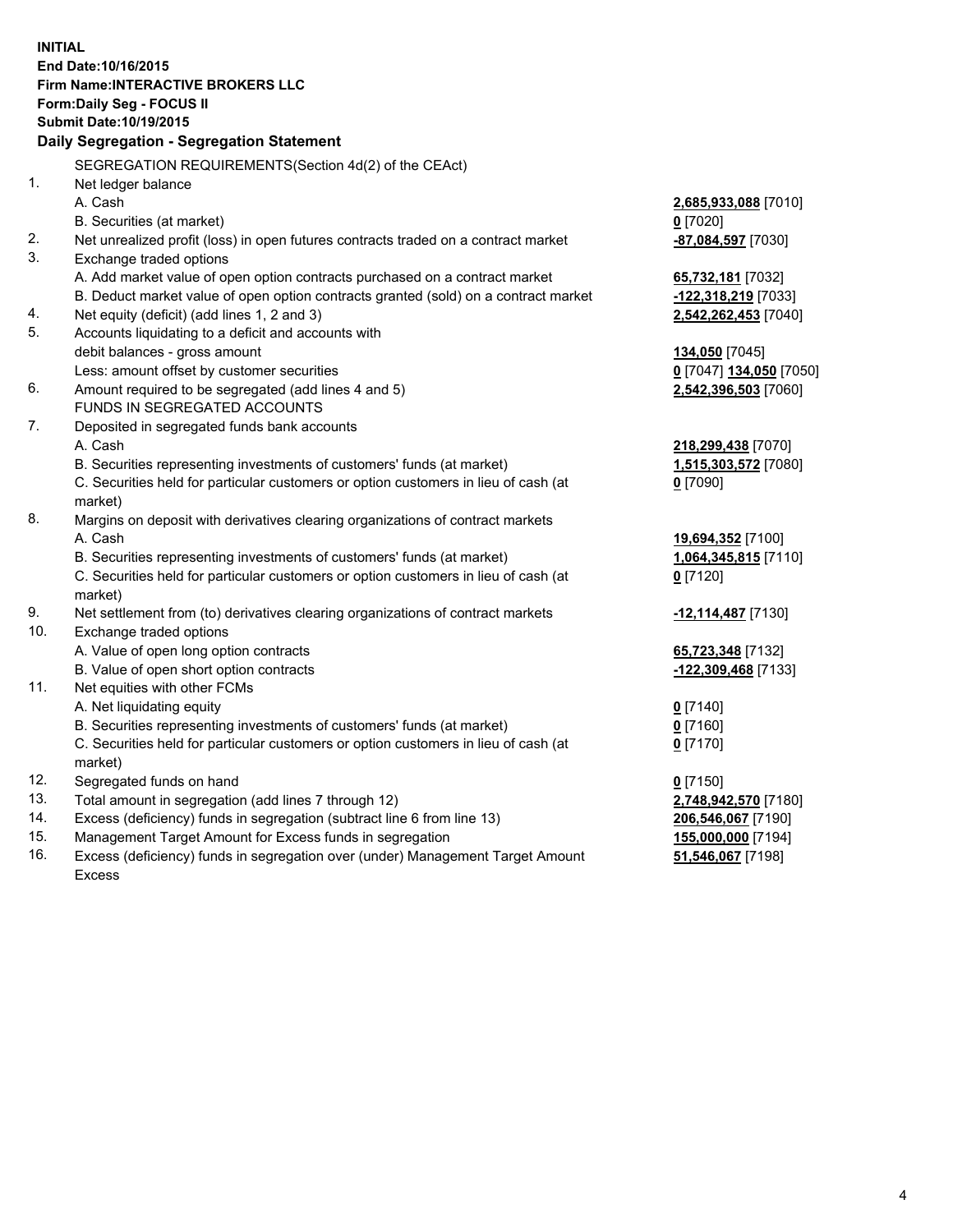**INITIAL**
**End Date:10/16/2015**
**Firm Name:INTERACTIVE BROKERS LLC**
**Form:Daily Seg - FOCUS II**
**Submit Date:10/19/2015**

## Daily Segregation - Segregation Statement

SEGREGATION REQUIREMENTS(Section 4d(2) of the CEAct)

| | | |
|---|---|---|
| 1. | Net ledger balance | |
| | A. Cash | **2,685,933,088** [7010] |
| | B. Securities (at market) | **0** [7020] |
| 2. | Net unrealized profit (loss) in open futures contracts traded on a contract market | **-87,084,597** [7030] |
| 3. | Exchange traded options | |
| | A. Add market value of open option contracts purchased on a contract market | **65,732,181** [7032] |
| | B. Deduct market value of open option contracts granted (sold) on a contract market | **-122,318,219** [7033] |
| 4. | Net equity (deficit) (add lines 1, 2 and 3) | **2,542,262,453** [7040] |
| 5. | Accounts liquidating to a deficit and accounts with debit balances - gross amount | **134,050** [7045] |
| | Less: amount offset by customer securities | **0** [7047] **134,050** [7050] |
| 6. | Amount required to be segregated (add lines 4 and 5) | **2,542,396,503** [7060] |
| | FUNDS IN SEGREGATED ACCOUNTS | |
| 7. | Deposited in segregated funds bank accounts | |
| | A. Cash | **218,299,438** [7070] |
| | B. Securities representing investments of customers' funds (at market) | **1,515,303,572** [7080] |
| | C. Securities held for particular customers or option customers in lieu of cash (at market) | **0** [7090] |
| 8. | Margins on deposit with derivatives clearing organizations of contract markets | |
| | A. Cash | **19,694,352** [7100] |
| | B. Securities representing investments of customers' funds (at market) | **1,064,345,815** [7110] |
| | C. Securities held for particular customers or option customers in lieu of cash (at market) | **0** [7120] |
| 9. | Net settlement from (to) derivatives clearing organizations of contract markets | **-12,114,487** [7130] |
| 10. | Exchange traded options | |
| | A. Value of open long option contracts | **65,723,348** [7132] |
| | B. Value of open short option contracts | **-122,309,468** [7133] |
| 11. | Net equities with other FCMs | |
| | A. Net liquidating equity | **0** [7140] |
| | B. Securities representing investments of customers' funds (at market) | **0** [7160] |
| | C. Securities held for particular customers or option customers in lieu of cash (at market) | **0** [7170] |
| 12. | Segregated funds on hand | **0** [7150] |
| 13. | Total amount in segregation (add lines 7 through 12) | **2,748,942,570** [7180] |
| 14. | Excess (deficiency) funds in segregation (subtract line 6 from line 13) | **206,546,067** [7190] |
| 15. | Management Target Amount for Excess funds in segregation | **155,000,000** [7194] |
| 16. | Excess (deficiency) funds in segregation over (under) Management Target Amount Excess | **51,546,067** [7198] |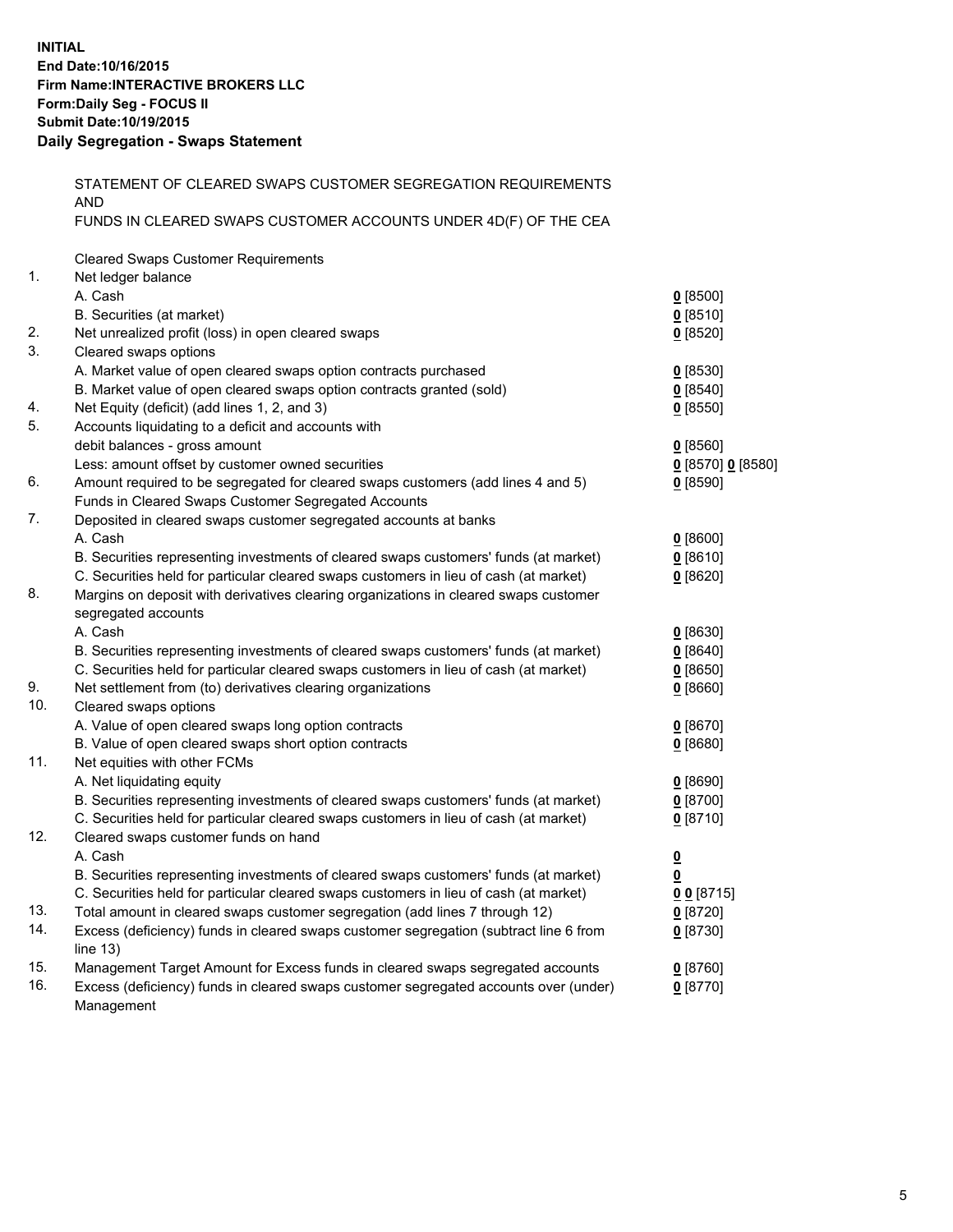**INITIAL**
**End Date:10/16/2015**
**Firm Name:INTERACTIVE BROKERS LLC**
**Form:Daily Seg - FOCUS II**
**Submit Date:10/19/2015**
**Daily Segregation - Swaps Statement**

STATEMENT OF CLEARED SWAPS CUSTOMER SEGREGATION REQUIREMENTS AND FUNDS IN CLEARED SWAPS CUSTOMER ACCOUNTS UNDER 4D(F) OF THE CEA

| | | |
|---|---|---|
| | Cleared Swaps Customer Requirements | |
| 1. | Net ledger balance | |
| | A. Cash | 0 [8500] |
| | B. Securities (at market) | 0 [8510] |
| 2. | Net unrealized profit (loss) in open cleared swaps | 0 [8520] |
| 3. | Cleared swaps options | |
| | A. Market value of open cleared swaps option contracts purchased | 0 [8530] |
| | B. Market value of open cleared swaps option contracts granted (sold) | 0 [8540] |
| 4. | Net Equity (deficit) (add lines 1, 2, and 3) | 0 [8550] |
| 5. | Accounts liquidating to a deficit and accounts with debit balances - gross amount | 0 [8560] |
| | Less: amount offset by customer owned securities | 0 [8570] 0 [8580] |
| 6. | Amount required to be segregated for cleared swaps customers (add lines 4 and 5) | 0 [8590] |
| | Funds in Cleared Swaps Customer Segregated Accounts | |
| 7. | Deposited in cleared swaps customer segregated accounts at banks | |
| | A. Cash | 0 [8600] |
| | B. Securities representing investments of cleared swaps customers' funds (at market) | 0 [8610] |
| | C. Securities held for particular cleared swaps customers in lieu of cash (at market) | 0 [8620] |
| 8. | Margins on deposit with derivatives clearing organizations in cleared swaps customer segregated accounts | |
| | A. Cash | 0 [8630] |
| | B. Securities representing investments of cleared swaps customers' funds (at market) | 0 [8640] |
| | C. Securities held for particular cleared swaps customers in lieu of cash (at market) | 0 [8650] |
| 9. | Net settlement from (to) derivatives clearing organizations | 0 [8660] |
| 10. | Cleared swaps options | |
| | A. Value of open cleared swaps long option contracts | 0 [8670] |
| | B. Value of open cleared swaps short option contracts | 0 [8680] |
| 11. | Net equities with other FCMs | |
| | A. Net liquidating equity | 0 [8690] |
| | B. Securities representing investments of cleared swaps customers' funds (at market) | 0 [8700] |
| | C. Securities held for particular cleared swaps customers in lieu of cash (at market) | 0 [8710] |
| 12. | Cleared swaps customer funds on hand | |
| | A. Cash | 0 |
| | B. Securities representing investments of cleared swaps customers' funds (at market) | 0 |
| | C. Securities held for particular cleared swaps customers in lieu of cash (at market) | 0 0 [8715] |
| 13. | Total amount in cleared swaps customer segregation (add lines 7 through 12) | 0 [8720] |
| 14. | Excess (deficiency) funds in cleared swaps customer segregation (subtract line 6 from line 13) | 0 [8730] |
| 15. | Management Target Amount for Excess funds in cleared swaps segregated accounts | 0 [8760] |
| 16. | Excess (deficiency) funds in cleared swaps customer segregated accounts over (under) Management | 0 [8770] |